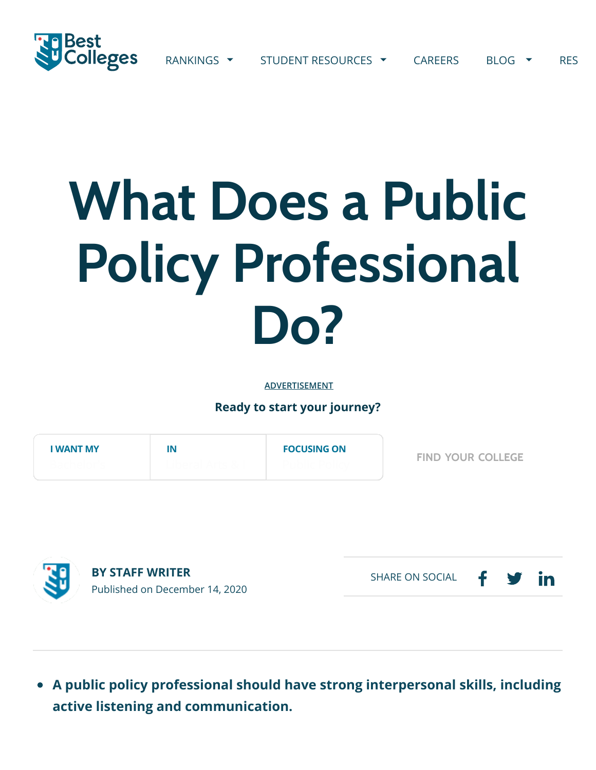# What Does a Public Policy Professional Do?

ADVERTISEMENT

**Ready to start your journey?**

| I WANT MY | IN | FOCUSING ON |
| --- | --- | --- |
| | | |

FIND YOUR COLLEGE

**BY STAFF WRITER**
Published on December 14, 2020

SHARE ON SOCIAL

- **A public policy professional should have strong interpersonal skills, including active listening and communication.**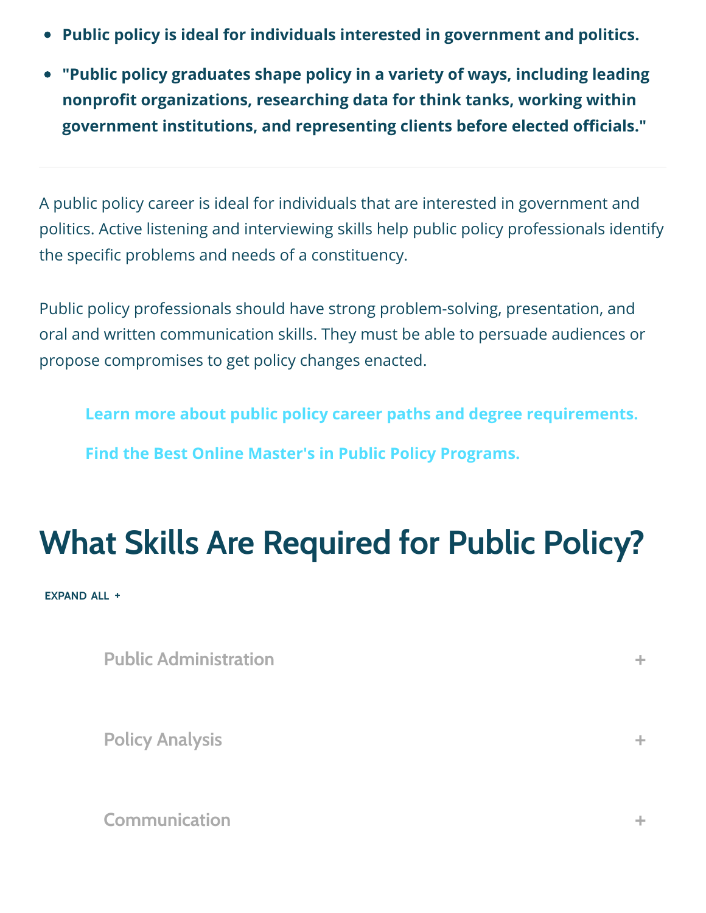- **Public policy is ideal for individuals interested in government and politics.**
- **"Public policy graduates shape policy in a variety of ways, including leading nonprofit organizations, researching data for think tanks, working within government institutions, and representing clients before elected officials."**

---

A public policy career is ideal for individuals that are interested in government and politics. Active listening and interviewing skills help public policy professionals identify the specific problems and needs of a constituency.

Public policy professionals should have strong problem-solving, presentation, and oral and written communication skills. They must be able to persuade audiences or propose compromises to get policy changes enacted.

**Learn more about public policy career paths and degree requirements.**

**Find the Best Online Master's in Public Policy Programs.**

## What Skills Are Required for Public Policy?

EXPAND ALL +

Public Administration +

Policy Analysis +

Communication +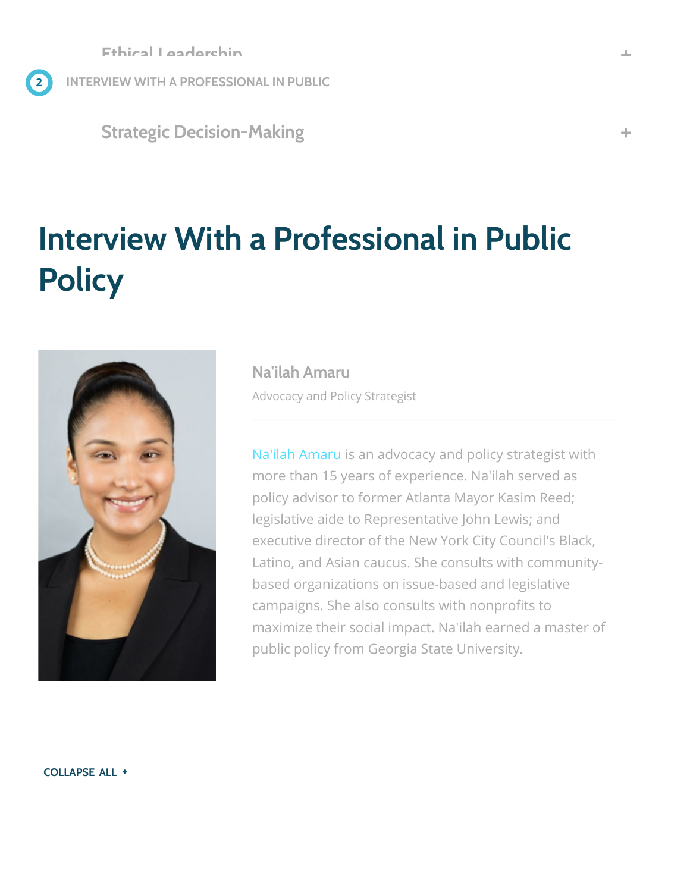Ethical Leadership +

2 INTERVIEW WITH A PROFESSIONAL IN PUBLIC

Strategic Decision-Making +

# Interview With a Professional in Public Policy

**Na'ilah Amaru**

Advocacy and Policy Strategist

Na'ilah Amaru is an advocacy and policy strategist with more than 15 years of experience. Na'ilah served as policy advisor to former Atlanta Mayor Kasim Reed; legislative aide to Representative John Lewis; and executive director of the New York City Council's Black, Latino, and Asian caucus. She consults with community-based organizations on issue-based and legislative campaigns. She also consults with nonprofits to maximize their social impact. Na'ilah earned a master of public policy from Georgia State University.

COLLAPSE ALL +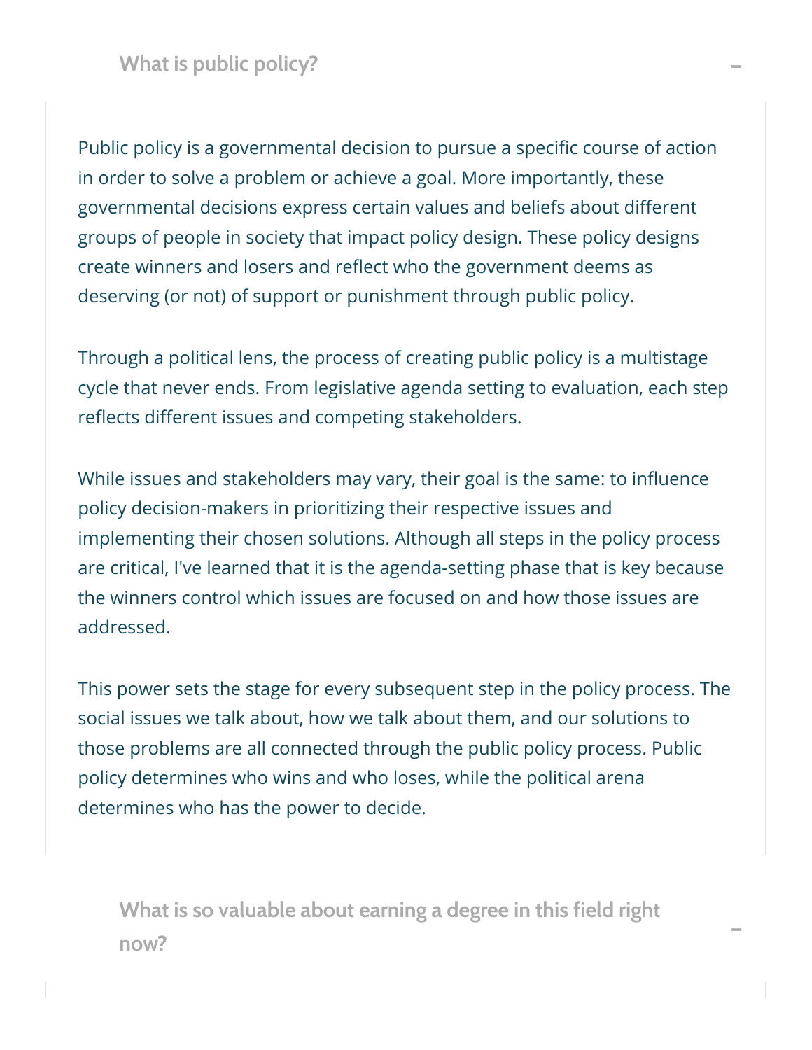### What is public policy?

Public policy is a governmental decision to pursue a specific course of action in order to solve a problem or achieve a goal. More importantly, these governmental decisions express certain values and beliefs about different groups of people in society that impact policy design. These policy designs create winners and losers and reflect who the government deems as deserving (or not) of support or punishment through public policy.

Through a political lens, the process of creating public policy is a multistage cycle that never ends. From legislative agenda setting to evaluation, each step reflects different issues and competing stakeholders.

While issues and stakeholders may vary, their goal is the same: to influence policy decision-makers in prioritizing their respective issues and implementing their chosen solutions. Although all steps in the policy process are critical, I've learned that it is the agenda-setting phase that is key because the winners control which issues are focused on and how those issues are addressed.

This power sets the stage for every subsequent step in the policy process. The social issues we talk about, how we talk about them, and our solutions to those problems are all connected through the public policy process. Public policy determines who wins and who loses, while the political arena determines who has the power to decide.

### What is so valuable about earning a degree in this field right now?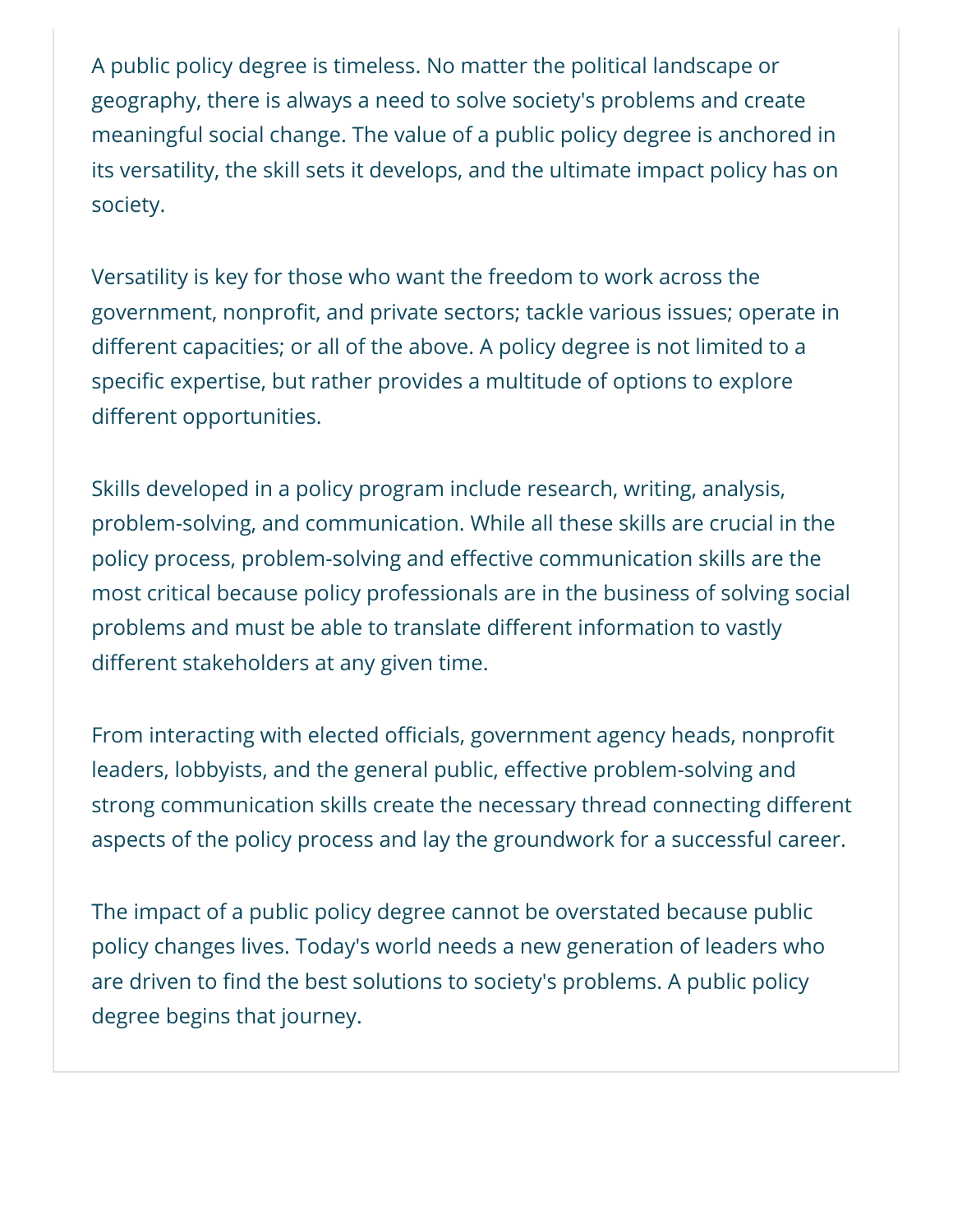A public policy degree is timeless. No matter the political landscape or geography, there is always a need to solve society's problems and create meaningful social change. The value of a public policy degree is anchored in its versatility, the skill sets it develops, and the ultimate impact policy has on society.

Versatility is key for those who want the freedom to work across the government, nonprofit, and private sectors; tackle various issues; operate in different capacities; or all of the above. A policy degree is not limited to a specific expertise, but rather provides a multitude of options to explore different opportunities.

Skills developed in a policy program include research, writing, analysis, problem-solving, and communication. While all these skills are crucial in the policy process, problem-solving and effective communication skills are the most critical because policy professionals are in the business of solving social problems and must be able to translate different information to vastly different stakeholders at any given time.

From interacting with elected officials, government agency heads, nonprofit leaders, lobbyists, and the general public, effective problem-solving and strong communication skills create the necessary thread connecting different aspects of the policy process and lay the groundwork for a successful career.

The impact of a public policy degree cannot be overstated because public policy changes lives. Today's world needs a new generation of leaders who are driven to find the best solutions to society's problems. A public policy degree begins that journey.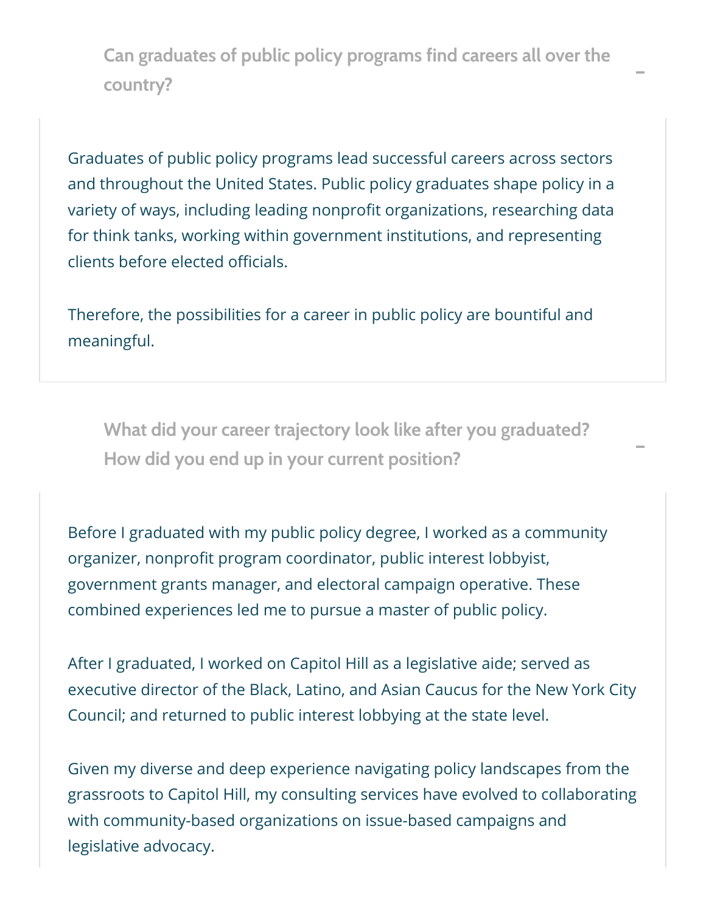### Can graduates of public policy programs find careers all over the country?

Graduates of public policy programs lead successful careers across sectors and throughout the United States. Public policy graduates shape policy in a variety of ways, including leading nonprofit organizations, researching data for think tanks, working within government institutions, and representing clients before elected officials.

Therefore, the possibilities for a career in public policy are bountiful and meaningful.

### What did your career trajectory look like after you graduated? How did you end up in your current position?

Before I graduated with my public policy degree, I worked as a community organizer, nonprofit program coordinator, public interest lobbyist, government grants manager, and electoral campaign operative. These combined experiences led me to pursue a master of public policy.

After I graduated, I worked on Capitol Hill as a legislative aide; served as executive director of the Black, Latino, and Asian Caucus for the New York City Council; and returned to public interest lobbying at the state level.

Given my diverse and deep experience navigating policy landscapes from the grassroots to Capitol Hill, my consulting services have evolved to collaborating with community-based organizations on issue-based campaigns and legislative advocacy.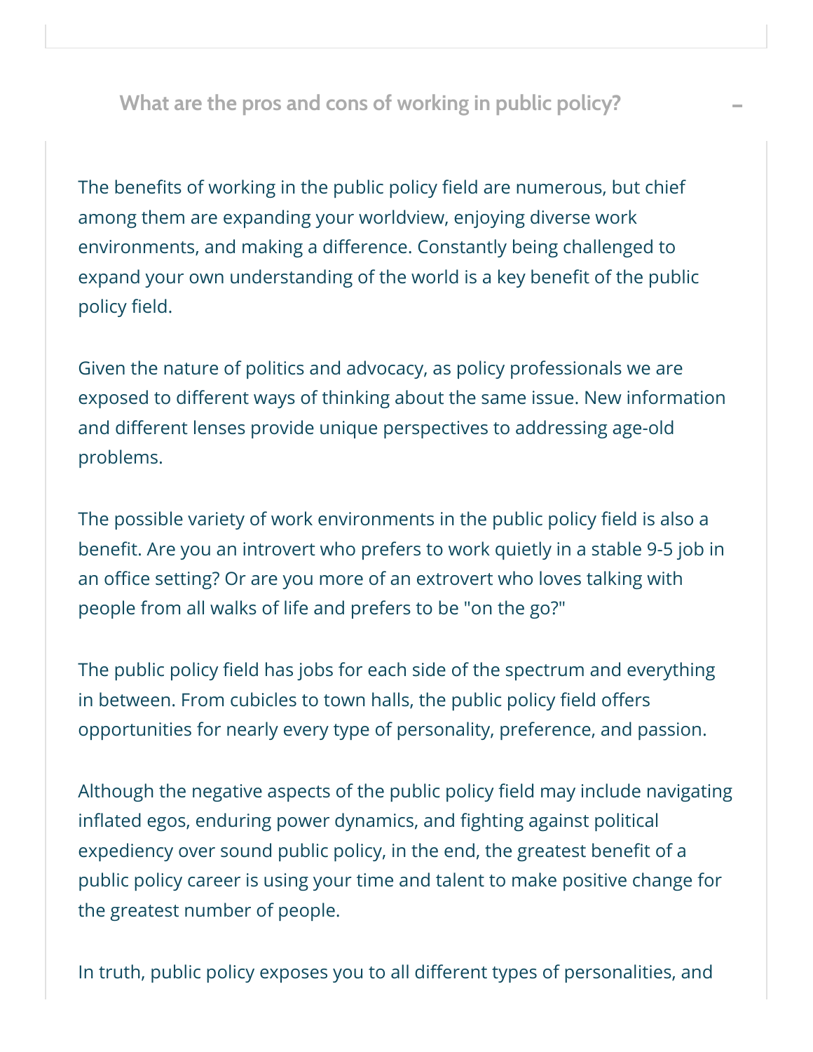### What are the pros and cons of working in public policy?

The benefits of working in the public policy field are numerous, but chief among them are expanding your worldview, enjoying diverse work environments, and making a difference. Constantly being challenged to expand your own understanding of the world is a key benefit of the public policy field.

Given the nature of politics and advocacy, as policy professionals we are exposed to different ways of thinking about the same issue. New information and different lenses provide unique perspectives to addressing age-old problems.

The possible variety of work environments in the public policy field is also a benefit. Are you an introvert who prefers to work quietly in a stable 9-5 job in an office setting? Or are you more of an extrovert who loves talking with people from all walks of life and prefers to be "on the go?"

The public policy field has jobs for each side of the spectrum and everything in between. From cubicles to town halls, the public policy field offers opportunities for nearly every type of personality, preference, and passion.

Although the negative aspects of the public policy field may include navigating inflated egos, enduring power dynamics, and fighting against political expediency over sound public policy, in the end, the greatest benefit of a public policy career is using your time and talent to make positive change for the greatest number of people.

In truth, public policy exposes you to all different types of personalities, and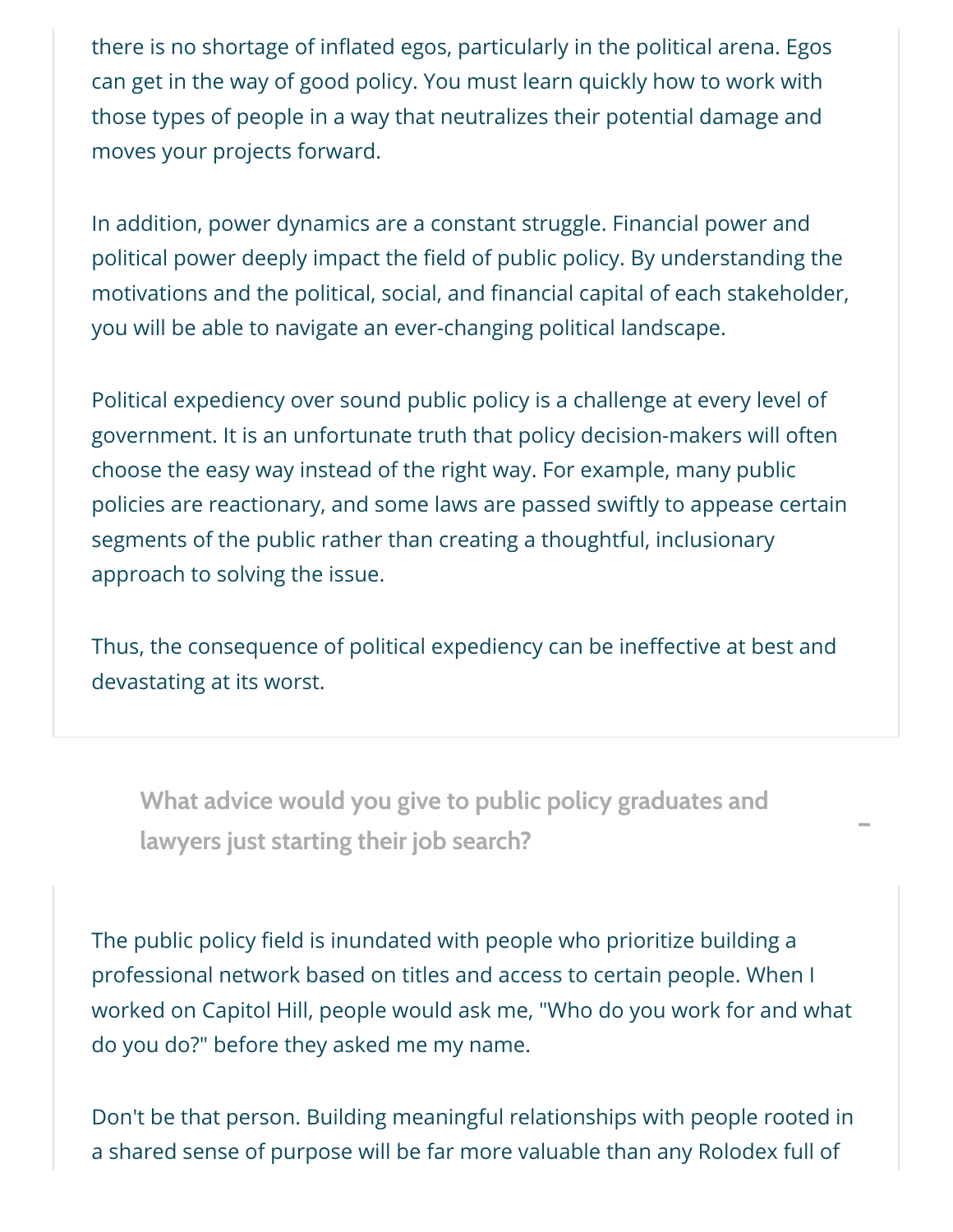there is no shortage of inflated egos, particularly in the political arena. Egos can get in the way of good policy. You must learn quickly how to work with those types of people in a way that neutralizes their potential damage and moves your projects forward.

In addition, power dynamics are a constant struggle. Financial power and political power deeply impact the field of public policy. By understanding the motivations and the political, social, and financial capital of each stakeholder, you will be able to navigate an ever-changing political landscape.

Political expediency over sound public policy is a challenge at every level of government. It is an unfortunate truth that policy decision-makers will often choose the easy way instead of the right way. For example, many public policies are reactionary, and some laws are passed swiftly to appease certain segments of the public rather than creating a thoughtful, inclusionary approach to solving the issue.

Thus, the consequence of political expediency can be ineffective at best and devastating at its worst.

### What advice would you give to public policy graduates and lawyers just starting their job search?

The public policy field is inundated with people who prioritize building a professional network based on titles and access to certain people. When I worked on Capitol Hill, people would ask me, "Who do you work for and what do you do?" before they asked me my name.

Don't be that person. Building meaningful relationships with people rooted in a shared sense of purpose will be far more valuable than any Rolodex full of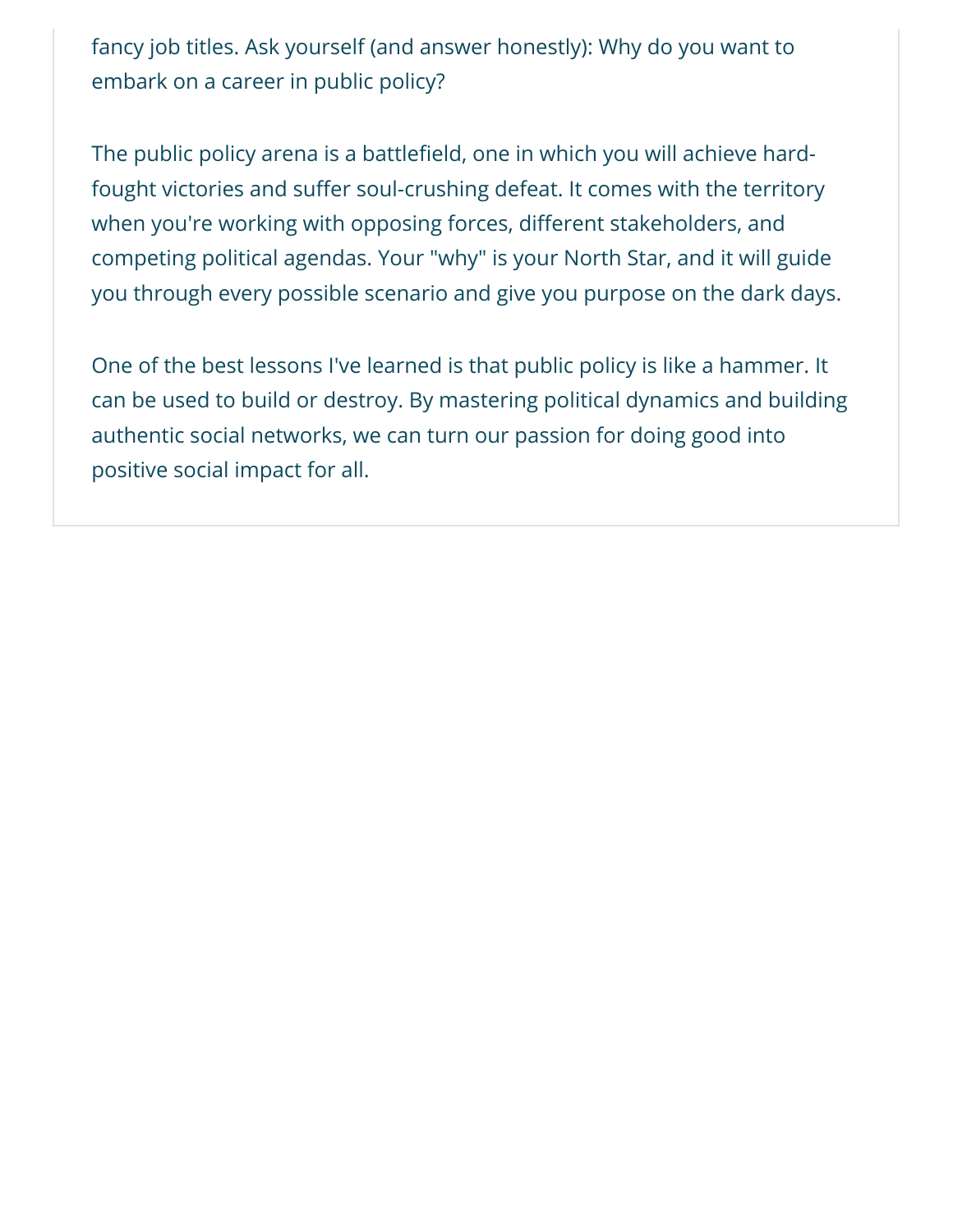fancy job titles. Ask yourself (and answer honestly): Why do you want to embark on a career in public policy?

The public policy arena is a battlefield, one in which you will achieve hard-fought victories and suffer soul-crushing defeat. It comes with the territory when you're working with opposing forces, different stakeholders, and competing political agendas. Your "why" is your North Star, and it will guide you through every possible scenario and give you purpose on the dark days.

One of the best lessons I've learned is that public policy is like a hammer. It can be used to build or destroy. By mastering political dynamics and building authentic social networks, we can turn our passion for doing good into positive social impact for all.